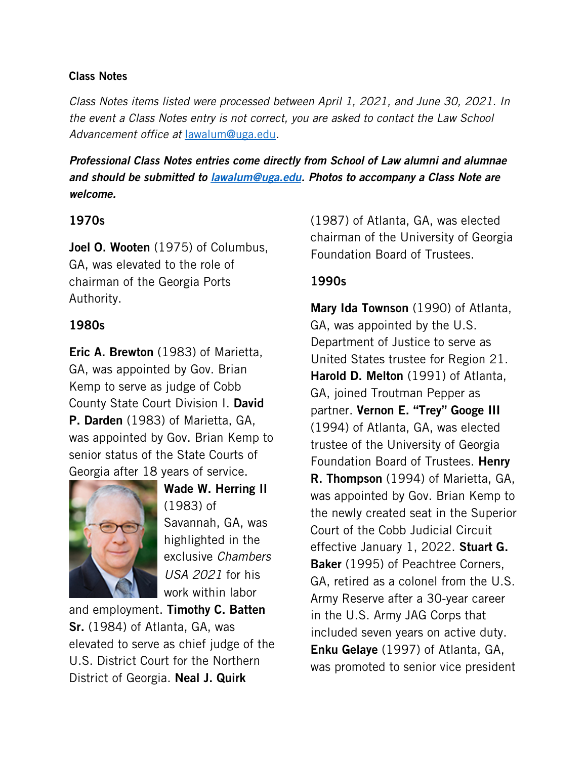**Class Notes**

*Class Notes items listed were processed between April 1, 2021, and June 30, 2021. In the event a Class Notes entry is not correct, you are asked to contact the Law School Advancement office at lawalum@uga.edu.*

***Professional Class Notes entries come directly from School of Law alumni and alumnae and should be submitted to lawalum@uga.edu. Photos to accompany a Class Note are welcome.***

## 1970s

**Joel O. Wooten** (1975) of Columbus, GA, was elevated to the role of chairman of the Georgia Ports Authority.

## 1980s

**Eric A. Brewton** (1983) of Marietta, GA, was appointed by Gov. Brian Kemp to serve as judge of Cobb County State Court Division I. **David P. Darden** (1983) of Marietta, GA, was appointed by Gov. Brian Kemp to senior status of the State Courts of Georgia after 18 years of service. **Wade W. Herring II** (1983) of Savannah, GA, was highlighted in the exclusive *Chambers USA 2021* for his work within labor and employment. **Timothy C. Batten Sr.** (1984) of Atlanta, GA, was elevated to serve as chief judge of the U.S. District Court for the Northern District of Georgia. **Neal J. Quirk** (1987) of Atlanta, GA, was elected chairman of the University of Georgia Foundation Board of Trustees.

## 1990s

**Mary Ida Townson** (1990) of Atlanta, GA, was appointed by the U.S. Department of Justice to serve as United States trustee for Region 21. **Harold D. Melton** (1991) of Atlanta, GA, joined Troutman Pepper as partner. **Vernon E. "Trey" Googe III** (1994) of Atlanta, GA, was elected trustee of the University of Georgia Foundation Board of Trustees. **Henry R. Thompson** (1994) of Marietta, GA, was appointed by Gov. Brian Kemp to the newly created seat in the Superior Court of the Cobb Judicial Circuit effective January 1, 2022. **Stuart G. Baker** (1995) of Peachtree Corners, GA, retired as a colonel from the U.S. Army Reserve after a 30-year career in the U.S. Army JAG Corps that included seven years on active duty. **Enku Gelaye** (1997) of Atlanta, GA, was promoted to senior vice president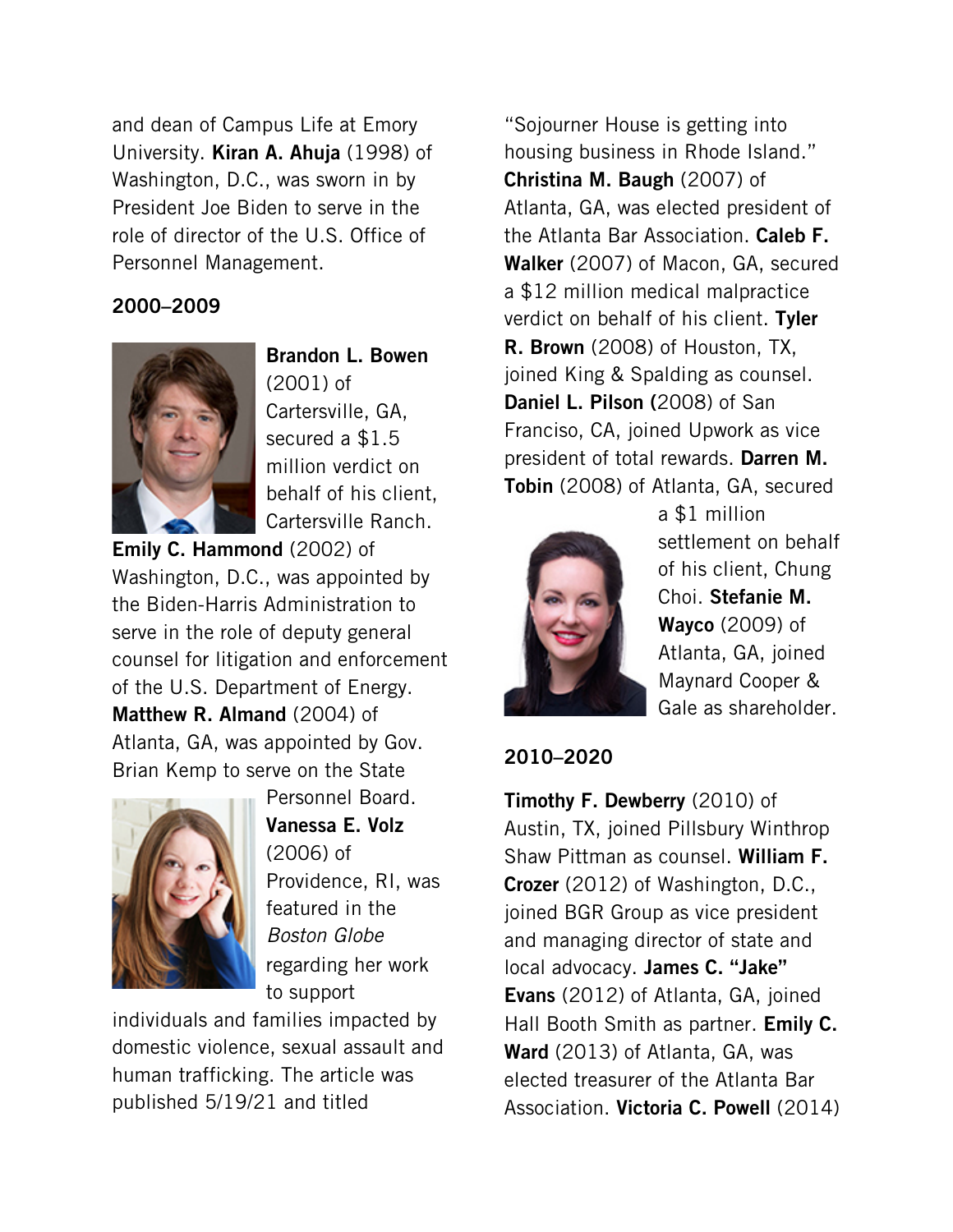and dean of Campus Life at Emory University. **Kiran A. Ahuja** (1998) of Washington, D.C., was sworn in by President Joe Biden to serve in the role of director of the U.S. Office of Personnel Management.

### 2000–2009

**Brandon L. Bowen** (2001) of Cartersville, GA, secured a $1.5 million verdict on behalf of his client, Cartersville Ranch. **Emily C. Hammond** (2002) of Washington, D.C., was appointed by the Biden-Harris Administration to serve in the role of deputy general counsel for litigation and enforcement of the U.S. Department of Energy. **Matthew R. Almand** (2004) of Atlanta, GA, was appointed by Gov. Brian Kemp to serve on the State Personnel Board. **Vanessa E. Volz** (2006) of Providence, RI, was featured in the *Boston Globe* regarding her work to support individuals and families impacted by domestic violence, sexual assault and human trafficking. The article was published 5/19/21 and titled "Sojourner House is getting into housing business in Rhode Island." **Christina M. Baugh** (2007) of Atlanta, GA, was elected president of the Atlanta Bar Association. **Caleb F. Walker** (2007) of Macon, GA, secured a $12 million medical malpractice verdict on behalf of his client. **Tyler R. Brown** (2008) of Houston, TX, joined King & Spalding as counsel. **Daniel L. Pilson (**2008) of San Francisco, CA, joined Upwork as vice president of total rewards. **Darren M. Tobin** (2008) of Atlanta, GA, secured a $1 million settlement on behalf of his client, Chung Choi. **Stefanie M. Wayco** (2009) of Atlanta, GA, joined Maynard Cooper & Gale as shareholder.

### 2010–2020

**Timothy F. Dewberry** (2010) of Austin, TX, joined Pillsbury Winthrop Shaw Pittman as counsel. **William F. Crozer** (2012) of Washington, D.C., joined BGR Group as vice president and managing director of state and local advocacy. **James C. "Jake" Evans** (2012) of Atlanta, GA, joined Hall Booth Smith as partner. **Emily C. Ward** (2013) of Atlanta, GA, was elected treasurer of the Atlanta Bar Association. **Victoria C. Powell** (2014)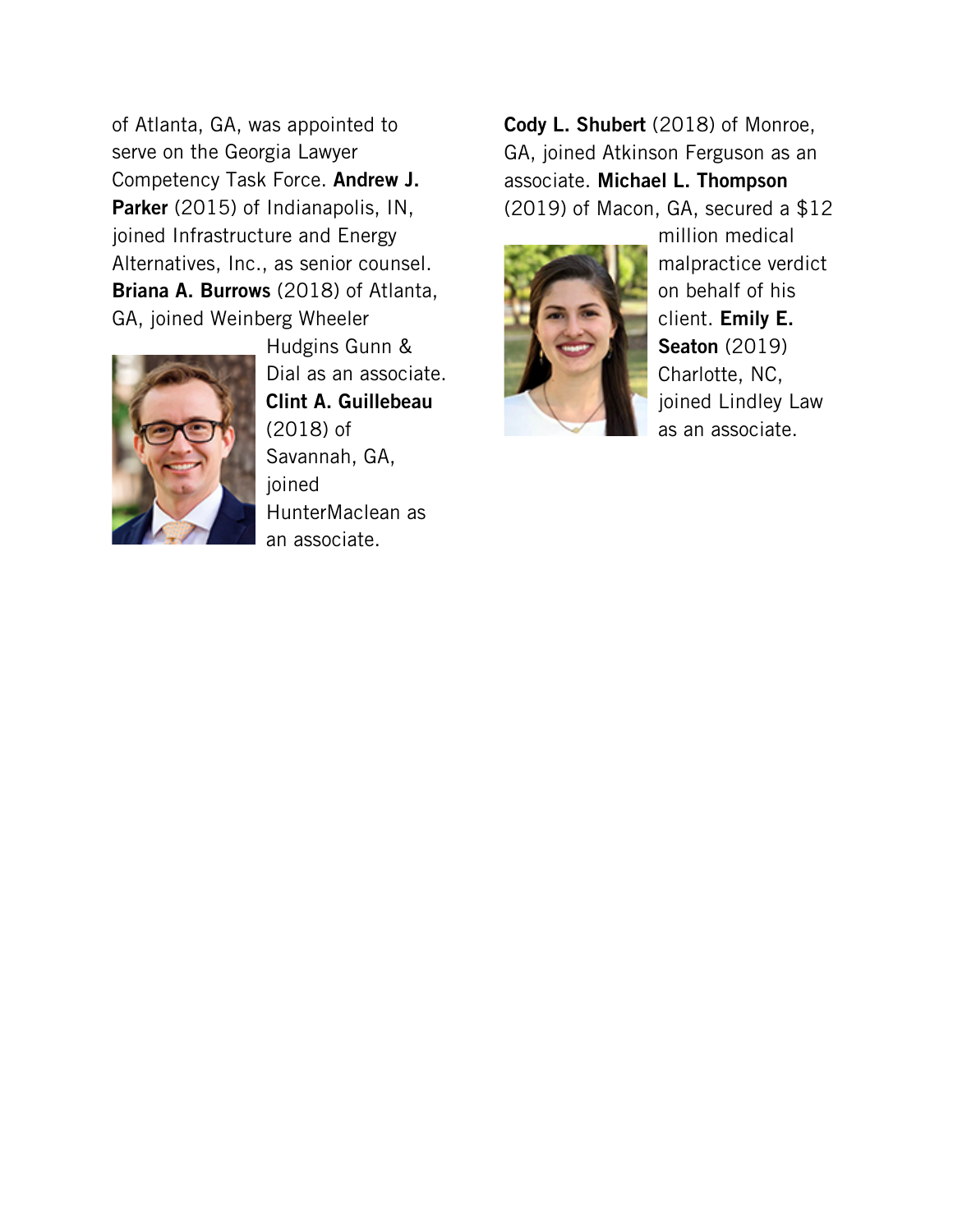of Atlanta, GA, was appointed to serve on the Georgia Lawyer Competency Task Force. **Andrew J. Parker** (2015) of Indianapolis, IN, joined Infrastructure and Energy Alternatives, Inc., as senior counsel. **Briana A. Burrows** (2018) of Atlanta, GA, joined Weinberg Wheeler Hudgins Gunn & Dial as an associate. **Clint A. Guillebeau** (2018) of Savannah, GA, joined HunterMaclean as an associate.

**Cody L. Shubert** (2018) of Monroe, GA, joined Atkinson Ferguson as an associate. **Michael L. Thompson** (2019) of Macon, GA, secured a $12 million medical malpractice verdict on behalf of his client. **Emily E. Seaton** (2019) Charlotte, NC, joined Lindley Law as an associate.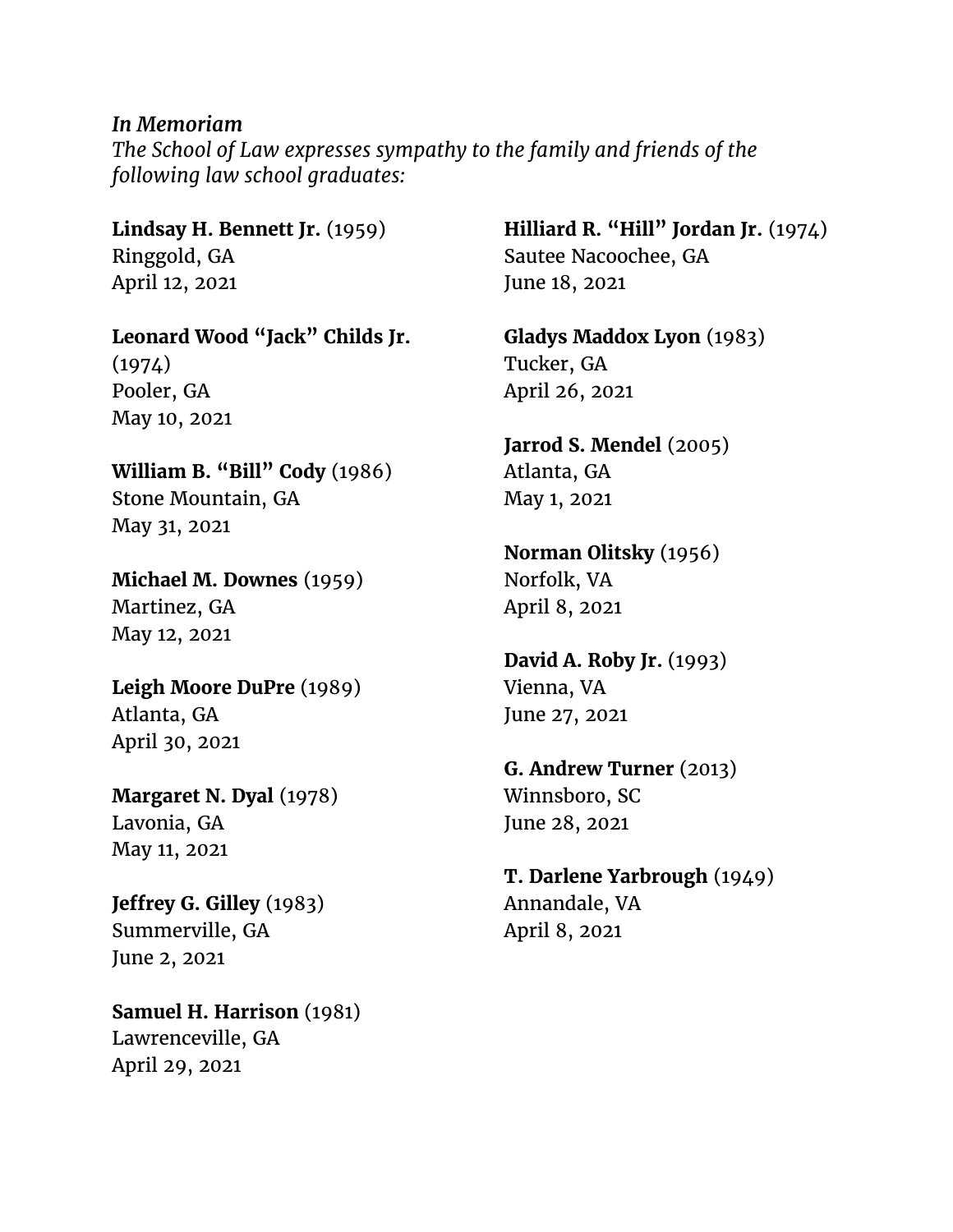***In Memoriam***

*The School of Law expresses sympathy to the family and friends of the following law school graduates:*

**Lindsay H. Bennett Jr.** (1959)
Ringgold, GA
April 12, 2021

**Leonard Wood "Jack" Childs Jr.** (1974)
Pooler, GA
May 10, 2021

**William B. "Bill" Cody** (1986)
Stone Mountain, GA
May 31, 2021

**Michael M. Downes** (1959)
Martinez, GA
May 12, 2021

**Leigh Moore DuPre** (1989)
Atlanta, GA
April 30, 2021

**Margaret N. Dyal** (1978)
Lavonia, GA
May 11, 2021

**Jeffrey G. Gilley** (1983)
Summerville, GA
June 2, 2021

**Samuel H. Harrison** (1981)
Lawrenceville, GA
April 29, 2021

**Hilliard R. "Hill" Jordan Jr.** (1974)
Sautee Nacoochee, GA
June 18, 2021

**Gladys Maddox Lyon** (1983)
Tucker, GA
April 26, 2021

**Jarrod S. Mendel** (2005)
Atlanta, GA
May 1, 2021

**Norman Olitsky** (1956)
Norfolk, VA
April 8, 2021

**David A. Roby Jr.** (1993)
Vienna, VA
June 27, 2021

**G. Andrew Turner** (2013)
Winnsboro, SC
June 28, 2021

**T. Darlene Yarbrough** (1949)
Annandale, VA
April 8, 2021